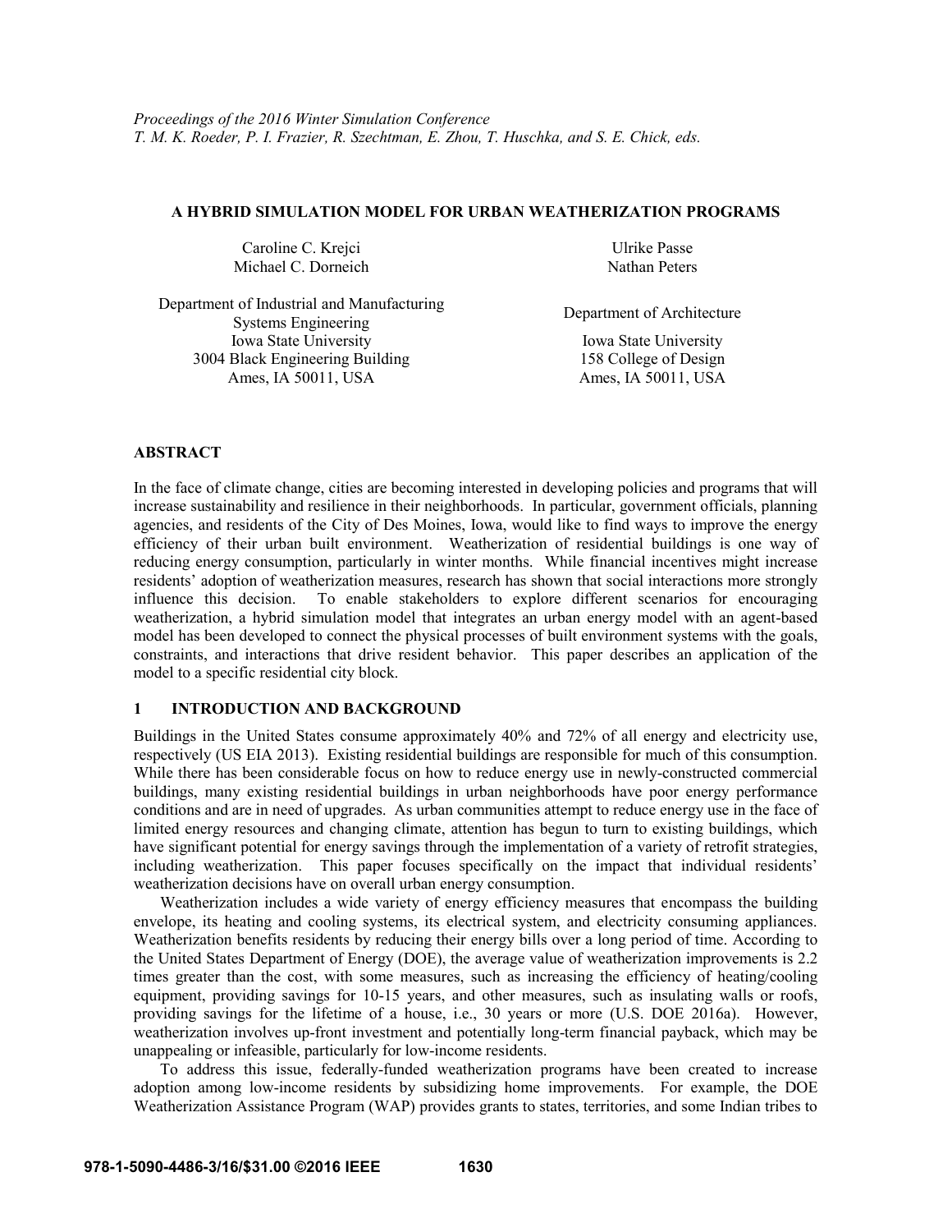*Proceedings of the 2016 Winter Simulation Conference*
*T. M. K. Roeder, P. I. Frazier, R. Szechtman, E. Zhou, T. Huschka, and S. E. Chick, eds.*

# A HYBRID SIMULATION MODEL FOR URBAN WEATHERIZATION PROGRAMS

Caroline C. Krejci
Michael C. Dorneich

Department of Industrial and Manufacturing Systems Engineering
Iowa State University
3004 Black Engineering Building
Ames, IA 50011, USA

Ulrike Passe
Nathan Peters

Department of Architecture
Iowa State University
158 College of Design
Ames, IA 50011, USA

## ABSTRACT

In the face of climate change, cities are becoming interested in developing policies and programs that will increase sustainability and resilience in their neighborhoods. In particular, government officials, planning agencies, and residents of the City of Des Moines, Iowa, would like to find ways to improve the energy efficiency of their urban built environment. Weatherization of residential buildings is one way of reducing energy consumption, particularly in winter months. While financial incentives might increase residents' adoption of weatherization measures, research has shown that social interactions more strongly influence this decision. To enable stakeholders to explore different scenarios for encouraging weatherization, a hybrid simulation model that integrates an urban energy model with an agent-based model has been developed to connect the physical processes of built environment systems with the goals, constraints, and interactions that drive resident behavior. This paper describes an application of the model to a specific residential city block.

## 1 INTRODUCTION AND BACKGROUND

Buildings in the United States consume approximately 40% and 72% of all energy and electricity use, respectively (US EIA 2013). Existing residential buildings are responsible for much of this consumption. While there has been considerable focus on how to reduce energy use in newly-constructed commercial buildings, many existing residential buildings in urban neighborhoods have poor energy performance conditions and are in need of upgrades. As urban communities attempt to reduce energy use in the face of limited energy resources and changing climate, attention has begun to turn to existing buildings, which have significant potential for energy savings through the implementation of a variety of retrofit strategies, including weatherization. This paper focuses specifically on the impact that individual residents' weatherization decisions have on overall urban energy consumption.

Weatherization includes a wide variety of energy efficiency measures that encompass the building envelope, its heating and cooling systems, its electrical system, and electricity consuming appliances. Weatherization benefits residents by reducing their energy bills over a long period of time. According to the United States Department of Energy (DOE), the average value of weatherization improvements is 2.2 times greater than the cost, with some measures, such as increasing the efficiency of heating/cooling equipment, providing savings for 10-15 years, and other measures, such as insulating walls or roofs, providing savings for the lifetime of a house, i.e., 30 years or more (U.S. DOE 2016a). However, weatherization involves up-front investment and potentially long-term financial payback, which may be unappealing or infeasible, particularly for low-income residents.

To address this issue, federally-funded weatherization programs have been created to increase adoption among low-income residents by subsidizing home improvements. For example, the DOE Weatherization Assistance Program (WAP) provides grants to states, territories, and some Indian tribes to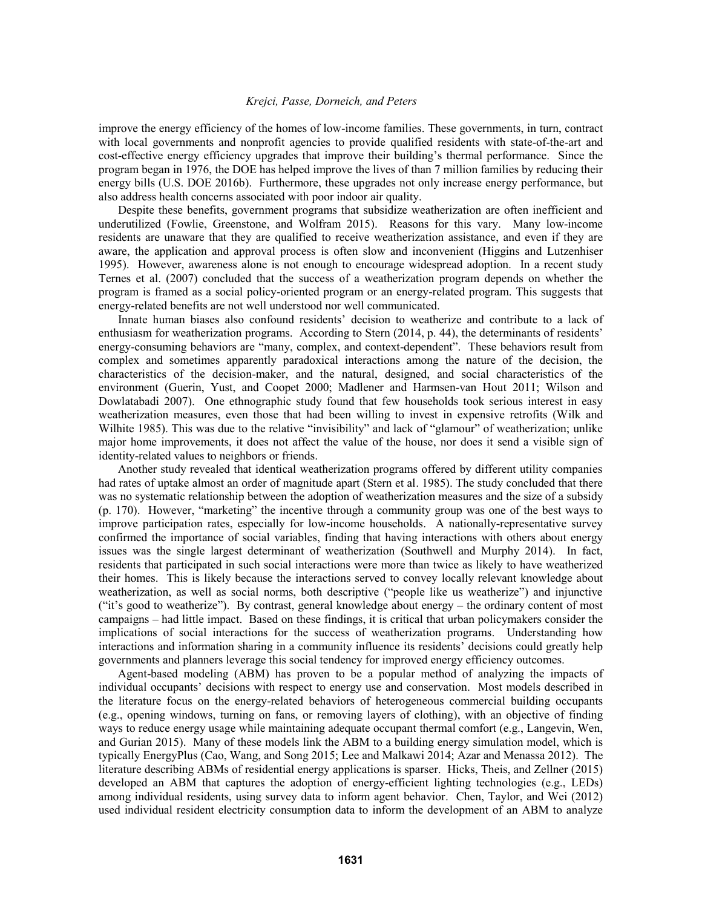improve the energy efficiency of the homes of low-income families. These governments, in turn, contract with local governments and nonprofit agencies to provide qualified residents with state-of-the-art and cost-effective energy efficiency upgrades that improve their building's thermal performance. Since the program began in 1976, the DOE has helped improve the lives of than 7 million families by reducing their energy bills (U.S. DOE 2016b). Furthermore, these upgrades not only increase energy performance, but also address health concerns associated with poor indoor air quality.

Despite these benefits, government programs that subsidize weatherization are often inefficient and underutilized (Fowlie, Greenstone, and Wolfram 2015). Reasons for this vary. Many low-income residents are unaware that they are qualified to receive weatherization assistance, and even if they are aware, the application and approval process is often slow and inconvenient (Higgins and Lutzenhiser 1995). However, awareness alone is not enough to encourage widespread adoption. In a recent study Ternes et al. (2007) concluded that the success of a weatherization program depends on whether the program is framed as a social policy-oriented program or an energy-related program. This suggests that energy-related benefits are not well understood nor well communicated.

Innate human biases also confound residents' decision to weatherize and contribute to a lack of enthusiasm for weatherization programs. According to Stern (2014, p. 44), the determinants of residents' energy-consuming behaviors are "many, complex, and context-dependent". These behaviors result from complex and sometimes apparently paradoxical interactions among the nature of the decision, the characteristics of the decision-maker, and the natural, designed, and social characteristics of the environment (Guerin, Yust, and Coopet 2000; Madlener and Harmsen-van Hout 2011; Wilson and Dowlatabadi 2007). One ethnographic study found that few households took serious interest in easy weatherization measures, even those that had been willing to invest in expensive retrofits (Wilk and Wilhite 1985). This was due to the relative "invisibility" and lack of "glamour" of weatherization; unlike major home improvements, it does not affect the value of the house, nor does it send a visible sign of identity-related values to neighbors or friends.

Another study revealed that identical weatherization programs offered by different utility companies had rates of uptake almost an order of magnitude apart (Stern et al. 1985). The study concluded that there was no systematic relationship between the adoption of weatherization measures and the size of a subsidy (p. 170). However, "marketing" the incentive through a community group was one of the best ways to improve participation rates, especially for low-income households. A nationally-representative survey confirmed the importance of social variables, finding that having interactions with others about energy issues was the single largest determinant of weatherization (Southwell and Murphy 2014). In fact, residents that participated in such social interactions were more than twice as likely to have weatherized their homes. This is likely because the interactions served to convey locally relevant knowledge about weatherization, as well as social norms, both descriptive ("people like us weatherize") and injunctive ("it's good to weatherize"). By contrast, general knowledge about energy – the ordinary content of most campaigns – had little impact. Based on these findings, it is critical that urban policymakers consider the implications of social interactions for the success of weatherization programs. Understanding how interactions and information sharing in a community influence its residents' decisions could greatly help governments and planners leverage this social tendency for improved energy efficiency outcomes.

Agent-based modeling (ABM) has proven to be a popular method of analyzing the impacts of individual occupants' decisions with respect to energy use and conservation. Most models described in the literature focus on the energy-related behaviors of heterogeneous commercial building occupants (e.g., opening windows, turning on fans, or removing layers of clothing), with an objective of finding ways to reduce energy usage while maintaining adequate occupant thermal comfort (e.g., Langevin, Wen, and Gurian 2015). Many of these models link the ABM to a building energy simulation model, which is typically EnergyPlus (Cao, Wang, and Song 2015; Lee and Malkawi 2014; Azar and Menassa 2012). The literature describing ABMs of residential energy applications is sparser. Hicks, Theis, and Zellner (2015) developed an ABM that captures the adoption of energy-efficient lighting technologies (e.g., LEDs) among individual residents, using survey data to inform agent behavior. Chen, Taylor, and Wei (2012) used individual resident electricity consumption data to inform the development of an ABM to analyze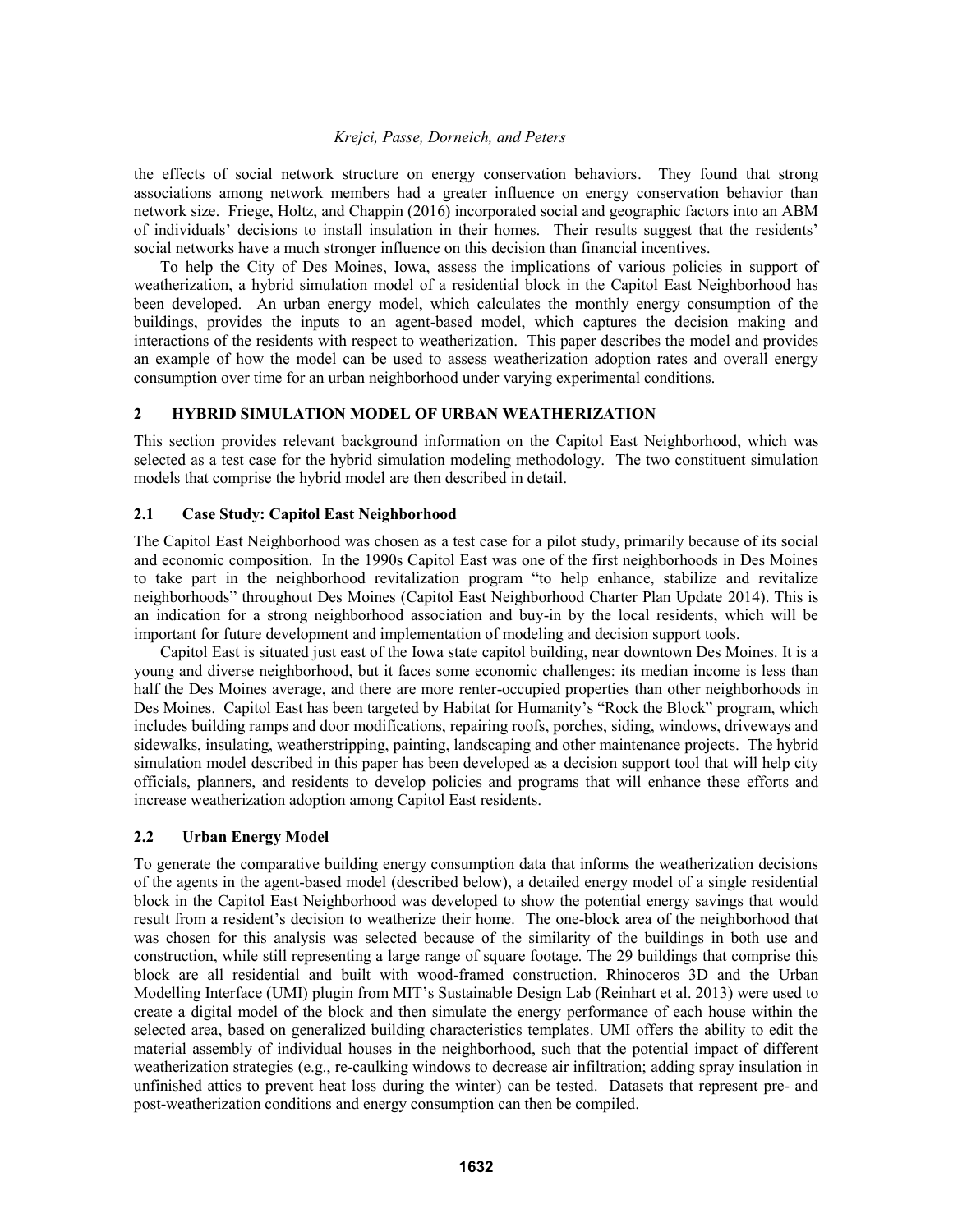the effects of social network structure on energy conservation behaviors. They found that strong associations among network members had a greater influence on energy conservation behavior than network size. Friege, Holtz, and Chappin (2016) incorporated social and geographic factors into an ABM of individuals' decisions to install insulation in their homes. Their results suggest that the residents' social networks have a much stronger influence on this decision than financial incentives.

To help the City of Des Moines, Iowa, assess the implications of various policies in support of weatherization, a hybrid simulation model of a residential block in the Capitol East Neighborhood has been developed. An urban energy model, which calculates the monthly energy consumption of the buildings, provides the inputs to an agent-based model, which captures the decision making and interactions of the residents with respect to weatherization. This paper describes the model and provides an example of how the model can be used to assess weatherization adoption rates and overall energy consumption over time for an urban neighborhood under varying experimental conditions.

## 2 HYBRID SIMULATION MODEL OF URBAN WEATHERIZATION

This section provides relevant background information on the Capitol East Neighborhood, which was selected as a test case for the hybrid simulation modeling methodology. The two constituent simulation models that comprise the hybrid model are then described in detail.

### 2.1 Case Study: Capitol East Neighborhood

The Capitol East Neighborhood was chosen as a test case for a pilot study, primarily because of its social and economic composition. In the 1990s Capitol East was one of the first neighborhoods in Des Moines to take part in the neighborhood revitalization program "to help enhance, stabilize and revitalize neighborhoods" throughout Des Moines (Capitol East Neighborhood Charter Plan Update 2014). This is an indication for a strong neighborhood association and buy-in by the local residents, which will be important for future development and implementation of modeling and decision support tools.

Capitol East is situated just east of the Iowa state capitol building, near downtown Des Moines. It is a young and diverse neighborhood, but it faces some economic challenges: its median income is less than half the Des Moines average, and there are more renter-occupied properties than other neighborhoods in Des Moines. Capitol East has been targeted by Habitat for Humanity's "Rock the Block" program, which includes building ramps and door modifications, repairing roofs, porches, siding, windows, driveways and sidewalks, insulating, weatherstripping, painting, landscaping and other maintenance projects. The hybrid simulation model described in this paper has been developed as a decision support tool that will help city officials, planners, and residents to develop policies and programs that will enhance these efforts and increase weatherization adoption among Capitol East residents.

### 2.2 Urban Energy Model

To generate the comparative building energy consumption data that informs the weatherization decisions of the agents in the agent-based model (described below), a detailed energy model of a single residential block in the Capitol East Neighborhood was developed to show the potential energy savings that would result from a resident's decision to weatherize their home. The one-block area of the neighborhood that was chosen for this analysis was selected because of the similarity of the buildings in both use and construction, while still representing a large range of square footage. The 29 buildings that comprise this block are all residential and built with wood-framed construction. Rhinoceros 3D and the Urban Modelling Interface (UMI) plugin from MIT's Sustainable Design Lab (Reinhart et al. 2013) were used to create a digital model of the block and then simulate the energy performance of each house within the selected area, based on generalized building characteristics templates. UMI offers the ability to edit the material assembly of individual houses in the neighborhood, such that the potential impact of different weatherization strategies (e.g., re-caulking windows to decrease air infiltration; adding spray insulation in unfinished attics to prevent heat loss during the winter) can be tested. Datasets that represent pre- and post-weatherization conditions and energy consumption can then be compiled.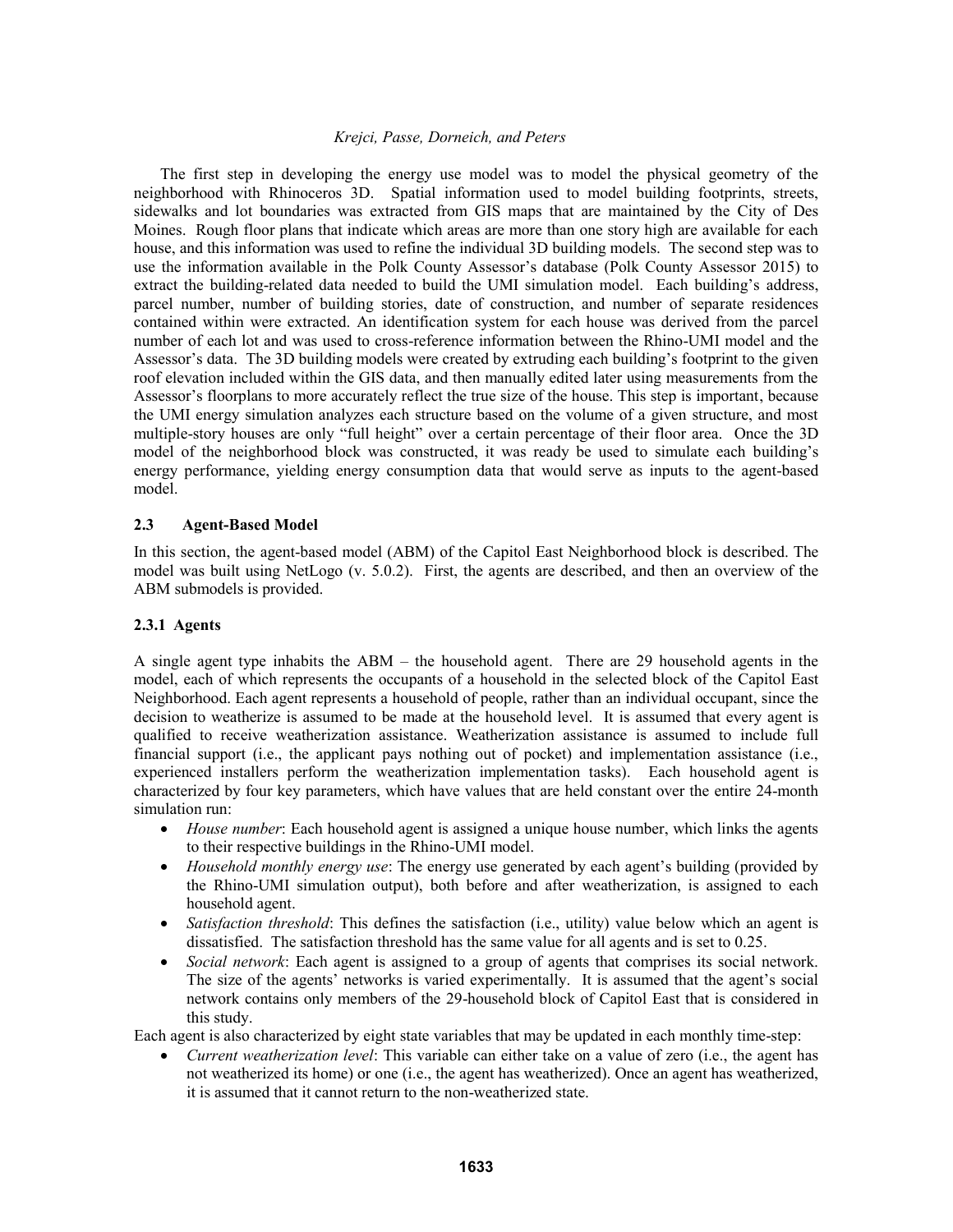The first step in developing the energy use model was to model the physical geometry of the neighborhood with Rhinoceros 3D. Spatial information used to model building footprints, streets, sidewalks and lot boundaries was extracted from GIS maps that are maintained by the City of Des Moines. Rough floor plans that indicate which areas are more than one story high are available for each house, and this information was used to refine the individual 3D building models. The second step was to use the information available in the Polk County Assessor's database (Polk County Assessor 2015) to extract the building-related data needed to build the UMI simulation model. Each building's address, parcel number, number of building stories, date of construction, and number of separate residences contained within were extracted. An identification system for each house was derived from the parcel number of each lot and was used to cross-reference information between the Rhino-UMI model and the Assessor's data. The 3D building models were created by extruding each building's footprint to the given roof elevation included within the GIS data, and then manually edited later using measurements from the Assessor's floorplans to more accurately reflect the true size of the house. This step is important, because the UMI energy simulation analyzes each structure based on the volume of a given structure, and most multiple-story houses are only "full height" over a certain percentage of their floor area. Once the 3D model of the neighborhood block was constructed, it was ready be used to simulate each building's energy performance, yielding energy consumption data that would serve as inputs to the agent-based model.

### 2.3 Agent-Based Model

In this section, the agent-based model (ABM) of the Capitol East Neighborhood block is described. The model was built using NetLogo (v. 5.0.2). First, the agents are described, and then an overview of the ABM submodels is provided.

#### 2.3.1 Agents

A single agent type inhabits the ABM – the household agent. There are 29 household agents in the model, each of which represents the occupants of a household in the selected block of the Capitol East Neighborhood. Each agent represents a household of people, rather than an individual occupant, since the decision to weatherize is assumed to be made at the household level. It is assumed that every agent is qualified to receive weatherization assistance. Weatherization assistance is assumed to include full financial support (i.e., the applicant pays nothing out of pocket) and implementation assistance (i.e., experienced installers perform the weatherization implementation tasks). Each household agent is characterized by four key parameters, which have values that are held constant over the entire 24-month simulation run:

- *House number*: Each household agent is assigned a unique house number, which links the agents to their respective buildings in the Rhino-UMI model.
- *Household monthly energy use*: The energy use generated by each agent's building (provided by the Rhino-UMI simulation output), both before and after weatherization, is assigned to each household agent.
- *Satisfaction threshold*: This defines the satisfaction (i.e., utility) value below which an agent is dissatisfied. The satisfaction threshold has the same value for all agents and is set to 0.25.
- *Social network*: Each agent is assigned to a group of agents that comprises its social network. The size of the agents' networks is varied experimentally. It is assumed that the agent's social network contains only members of the 29-household block of Capitol East that is considered in this study.

Each agent is also characterized by eight state variables that may be updated in each monthly time-step:

- *Current weatherization level*: This variable can either take on a value of zero (i.e., the agent has not weatherized its home) or one (i.e., the agent has weatherized). Once an agent has weatherized, it is assumed that it cannot return to the non-weatherized state.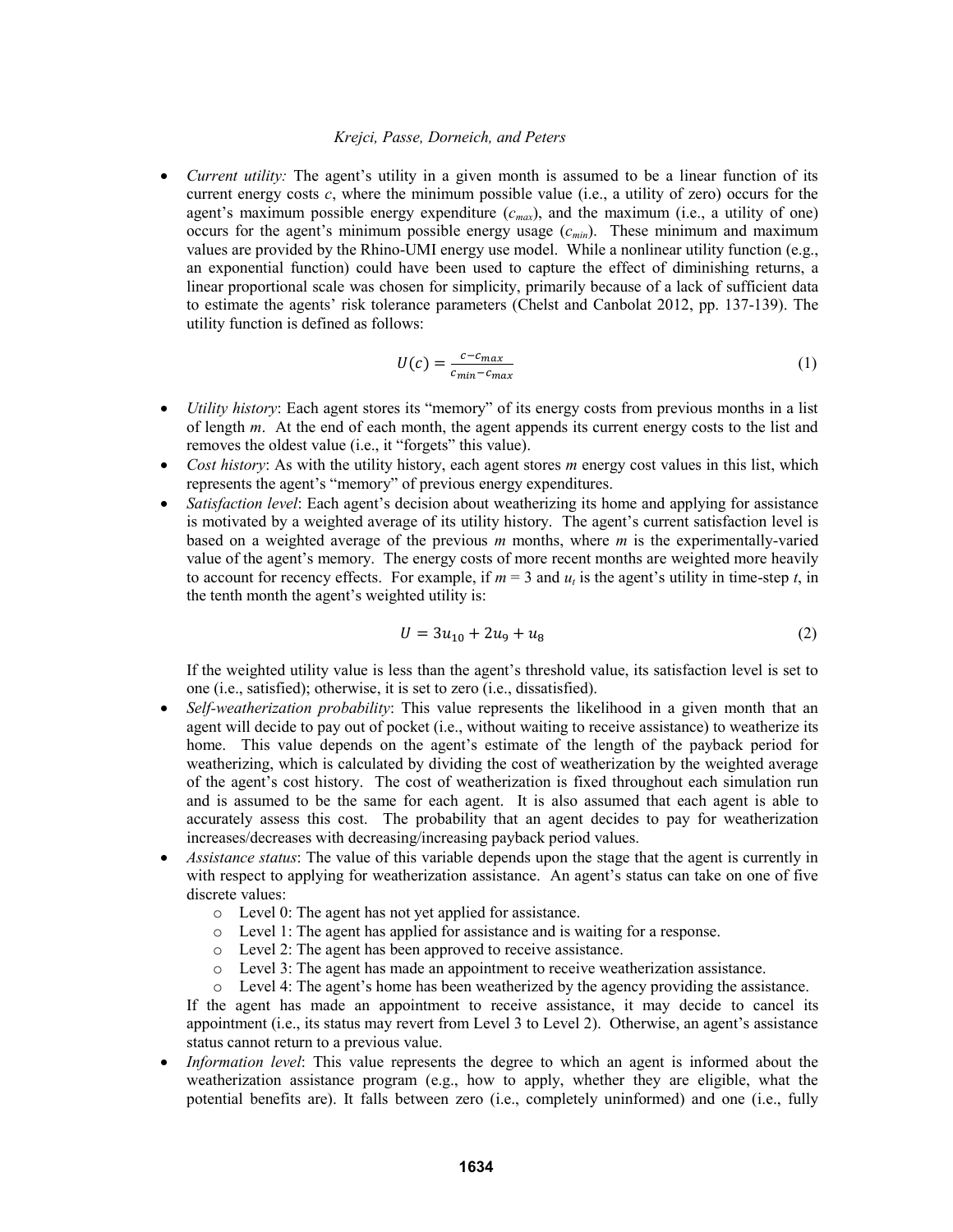- *Current utility:* The agent's utility in a given month is assumed to be a linear function of its current energy costs $c$, where the minimum possible value (i.e., a utility of zero) occurs for the agent's maximum possible energy expenditure ($c_{max}$), and the maximum (i.e., a utility of one) occurs for the agent's minimum possible energy usage ($c_{min}$). These minimum and maximum values are provided by the Rhino-UMI energy use model. While a nonlinear utility function (e.g., an exponential function) could have been used to capture the effect of diminishing returns, a linear proportional scale was chosen for simplicity, primarily because of a lack of sufficient data to estimate the agents' risk tolerance parameters (Chelst and Canbolat 2012, pp. 137-139). The utility function is defined as follows:

$$U(c) = \frac{c - c_{max}}{c_{min} - c_{max}} \tag{1}$$

- *Utility history*: Each agent stores its "memory" of its energy costs from previous months in a list of length $m$. At the end of each month, the agent appends its current energy costs to the list and removes the oldest value (i.e., it "forgets" this value).
- *Cost history*: As with the utility history, each agent stores $m$ energy cost values in this list, which represents the agent's "memory" of previous energy expenditures.
- *Satisfaction level*: Each agent's decision about weatherizing its home and applying for assistance is motivated by a weighted average of its utility history. The agent's current satisfaction level is based on a weighted average of the previous $m$ months, where $m$ is the experimentally-varied value of the agent's memory. The energy costs of more recent months are weighted more heavily to account for recency effects. For example, if $m = 3$ and $u_t$ is the agent's utility in time-step $t$, in the tenth month the agent's weighted utility is:

$$U = 3u_{10} + 2u_9 + u_8 \tag{2}$$

  If the weighted utility value is less than the agent's threshold value, its satisfaction level is set to one (i.e., satisfied); otherwise, it is set to zero (i.e., dissatisfied).
- *Self-weatherization probability*: This value represents the likelihood in a given month that an agent will decide to pay out of pocket (i.e., without waiting to receive assistance) to weatherize its home. This value depends on the agent's estimate of the length of the payback period for weatherizing, which is calculated by dividing the cost of weatherization by the weighted average of the agent's cost history. The cost of weatherization is fixed throughout each simulation run and is assumed to be the same for each agent. It is also assumed that each agent is able to accurately assess this cost. The probability that an agent decides to pay for weatherization increases/decreases with decreasing/increasing payback period values.
- *Assistance status*: The value of this variable depends upon the stage that the agent is currently in with respect to applying for weatherization assistance. An agent's status can take on one of five discrete values:
  - Level 0: The agent has not yet applied for assistance.
  - Level 1: The agent has applied for assistance and is waiting for a response.
  - Level 2: The agent has been approved to receive assistance.
  - Level 3: The agent has made an appointment to receive weatherization assistance.
  - Level 4: The agent's home has been weatherized by the agency providing the assistance.

  If the agent has made an appointment to receive assistance, it may decide to cancel its appointment (i.e., its status may revert from Level 3 to Level 2). Otherwise, an agent's assistance status cannot return to a previous value.
- *Information level*: This value represents the degree to which an agent is informed about the weatherization assistance program (e.g., how to apply, whether they are eligible, what the potential benefits are). It falls between zero (i.e., completely uninformed) and one (i.e., fully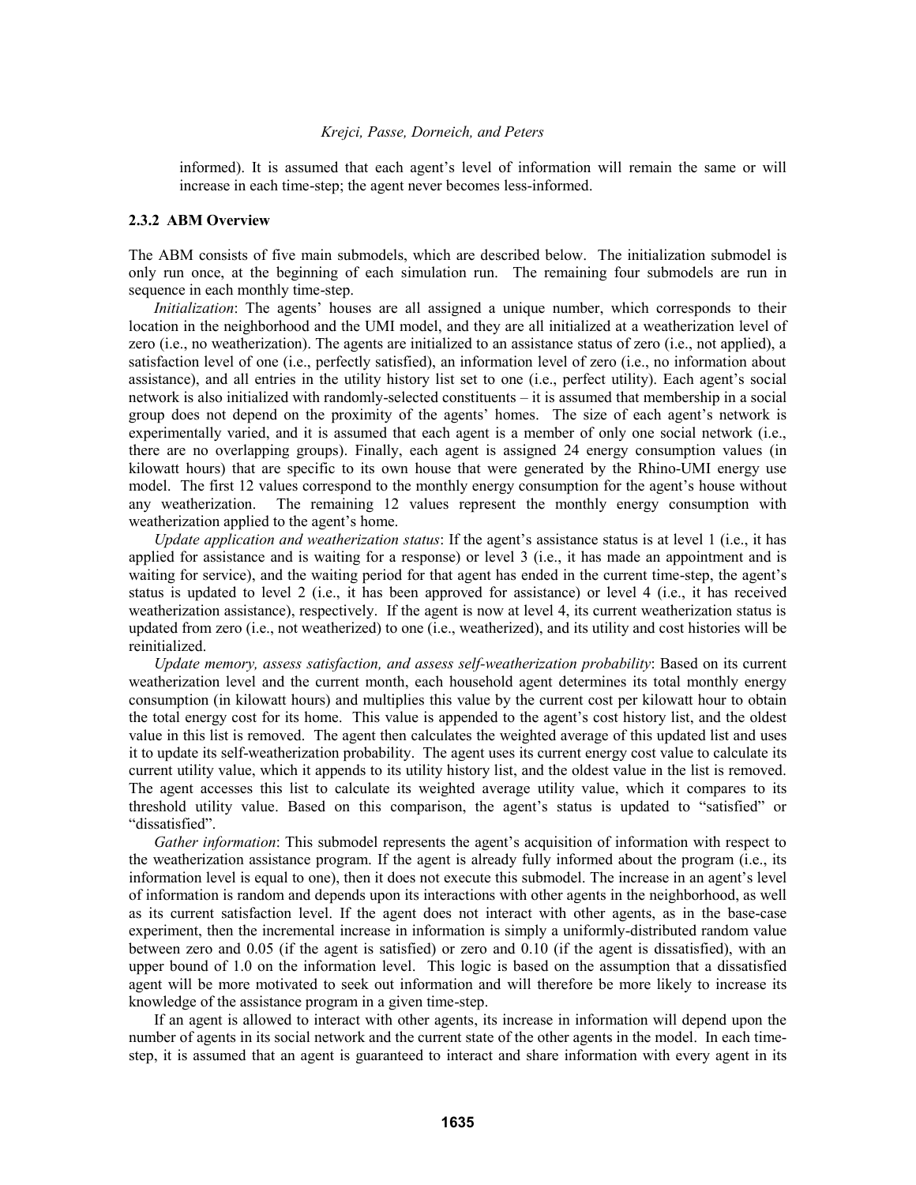informed). It is assumed that each agent's level of information will remain the same or will increase in each time-step; the agent never becomes less-informed.

### 2.3.2 ABM Overview

The ABM consists of five main submodels, which are described below. The initialization submodel is only run once, at the beginning of each simulation run. The remaining four submodels are run in sequence in each monthly time-step.

*Initialization*: The agents' houses are all assigned a unique number, which corresponds to their location in the neighborhood and the UMI model, and they are all initialized at a weatherization level of zero (i.e., no weatherization). The agents are initialized to an assistance status of zero (i.e., not applied), a satisfaction level of one (i.e., perfectly satisfied), an information level of zero (i.e., no information about assistance), and all entries in the utility history list set to one (i.e., perfect utility). Each agent's social network is also initialized with randomly-selected constituents – it is assumed that membership in a social group does not depend on the proximity of the agents' homes. The size of each agent's network is experimentally varied, and it is assumed that each agent is a member of only one social network (i.e., there are no overlapping groups). Finally, each agent is assigned 24 energy consumption values (in kilowatt hours) that are specific to its own house that were generated by the Rhino-UMI energy use model. The first 12 values correspond to the monthly energy consumption for the agent's house without any weatherization. The remaining 12 values represent the monthly energy consumption with weatherization applied to the agent's home.

*Update application and weatherization status*: If the agent's assistance status is at level 1 (i.e., it has applied for assistance and is waiting for a response) or level 3 (i.e., it has made an appointment and is waiting for service), and the waiting period for that agent has ended in the current time-step, the agent's status is updated to level 2 (i.e., it has been approved for assistance) or level 4 (i.e., it has received weatherization assistance), respectively. If the agent is now at level 4, its current weatherization status is updated from zero (i.e., not weatherized) to one (i.e., weatherized), and its utility and cost histories will be reinitialized.

*Update memory, assess satisfaction, and assess self-weatherization probability*: Based on its current weatherization level and the current month, each household agent determines its total monthly energy consumption (in kilowatt hours) and multiplies this value by the current cost per kilowatt hour to obtain the total energy cost for its home. This value is appended to the agent's cost history list, and the oldest value in this list is removed. The agent then calculates the weighted average of this updated list and uses it to update its self-weatherization probability. The agent uses its current energy cost value to calculate its current utility value, which it appends to its utility history list, and the oldest value in the list is removed. The agent accesses this list to calculate its weighted average utility value, which it compares to its threshold utility value. Based on this comparison, the agent's status is updated to "satisfied" or "dissatisfied".

*Gather information*: This submodel represents the agent's acquisition of information with respect to the weatherization assistance program. If the agent is already fully informed about the program (i.e., its information level is equal to one), then it does not execute this submodel. The increase in an agent's level of information is random and depends upon its interactions with other agents in the neighborhood, as well as its current satisfaction level. If the agent does not interact with other agents, as in the base-case experiment, then the incremental increase in information is simply a uniformly-distributed random value between zero and 0.05 (if the agent is satisfied) or zero and 0.10 (if the agent is dissatisfied), with an upper bound of 1.0 on the information level. This logic is based on the assumption that a dissatisfied agent will be more motivated to seek out information and will therefore be more likely to increase its knowledge of the assistance program in a given time-step.

If an agent is allowed to interact with other agents, its increase in information will depend upon the number of agents in its social network and the current state of the other agents in the model. In each time-step, it is assumed that an agent is guaranteed to interact and share information with every agent in its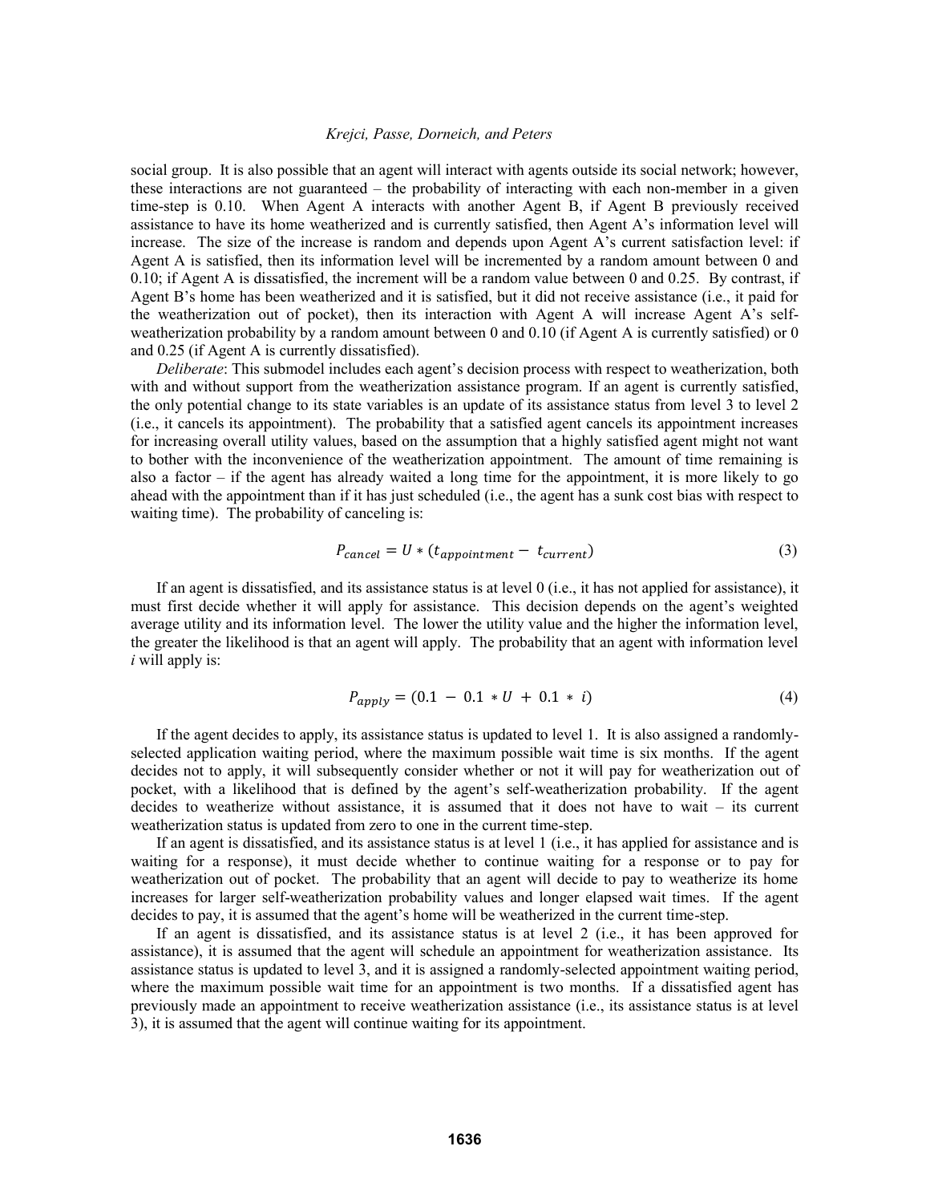social group. It is also possible that an agent will interact with agents outside its social network; however, these interactions are not guaranteed – the probability of interacting with each non-member in a given time-step is 0.10. When Agent A interacts with another Agent B, if Agent B previously received assistance to have its home weatherized and is currently satisfied, then Agent A's information level will increase. The size of the increase is random and depends upon Agent A's current satisfaction level: if Agent A is satisfied, then its information level will be incremented by a random amount between 0 and 0.10; if Agent A is dissatisfied, the increment will be a random value between 0 and 0.25. By contrast, if Agent B's home has been weatherized and it is satisfied, but it did not receive assistance (i.e., it paid for the weatherization out of pocket), then its interaction with Agent A will increase Agent A's self-weatherization probability by a random amount between 0 and 0.10 (if Agent A is currently satisfied) or 0 and 0.25 (if Agent A is currently dissatisfied).

*Deliberate*: This submodel includes each agent's decision process with respect to weatherization, both with and without support from the weatherization assistance program. If an agent is currently satisfied, the only potential change to its state variables is an update of its assistance status from level 3 to level 2 (i.e., it cancels its appointment). The probability that a satisfied agent cancels its appointment increases for increasing overall utility values, based on the assumption that a highly satisfied agent might not want to bother with the inconvenience of the weatherization appointment. The amount of time remaining is also a factor – if the agent has already waited a long time for the appointment, it is more likely to go ahead with the appointment than if it has just scheduled (i.e., the agent has a sunk cost bias with respect to waiting time). The probability of canceling is:

$$P_{cancel} = U * (t_{appointment} - t_{current}) \tag{3}$$

If an agent is dissatisfied, and its assistance status is at level 0 (i.e., it has not applied for assistance), it must first decide whether it will apply for assistance. This decision depends on the agent's weighted average utility and its information level. The lower the utility value and the higher the information level, the greater the likelihood is that an agent will apply. The probability that an agent with information level *i* will apply is:

$$P_{apply} = (0.1 - 0.1 * U + 0.1 * i) \tag{4}$$

If the agent decides to apply, its assistance status is updated to level 1. It is also assigned a randomly-selected application waiting period, where the maximum possible wait time is six months. If the agent decides not to apply, it will subsequently consider whether or not it will pay for weatherization out of pocket, with a likelihood that is defined by the agent's self-weatherization probability. If the agent decides to weatherize without assistance, it is assumed that it does not have to wait – its current weatherization status is updated from zero to one in the current time-step.

If an agent is dissatisfied, and its assistance status is at level 1 (i.e., it has applied for assistance and is waiting for a response), it must decide whether to continue waiting for a response or to pay for weatherization out of pocket. The probability that an agent will decide to pay to weatherize its home increases for larger self-weatherization probability values and longer elapsed wait times. If the agent decides to pay, it is assumed that the agent's home will be weatherized in the current time-step.

If an agent is dissatisfied, and its assistance status is at level 2 (i.e., it has been approved for assistance), it is assumed that the agent will schedule an appointment for weatherization assistance. Its assistance status is updated to level 3, and it is assigned a randomly-selected appointment waiting period, where the maximum possible wait time for an appointment is two months. If a dissatisfied agent has previously made an appointment to receive weatherization assistance (i.e., its assistance status is at level 3), it is assumed that the agent will continue waiting for its appointment.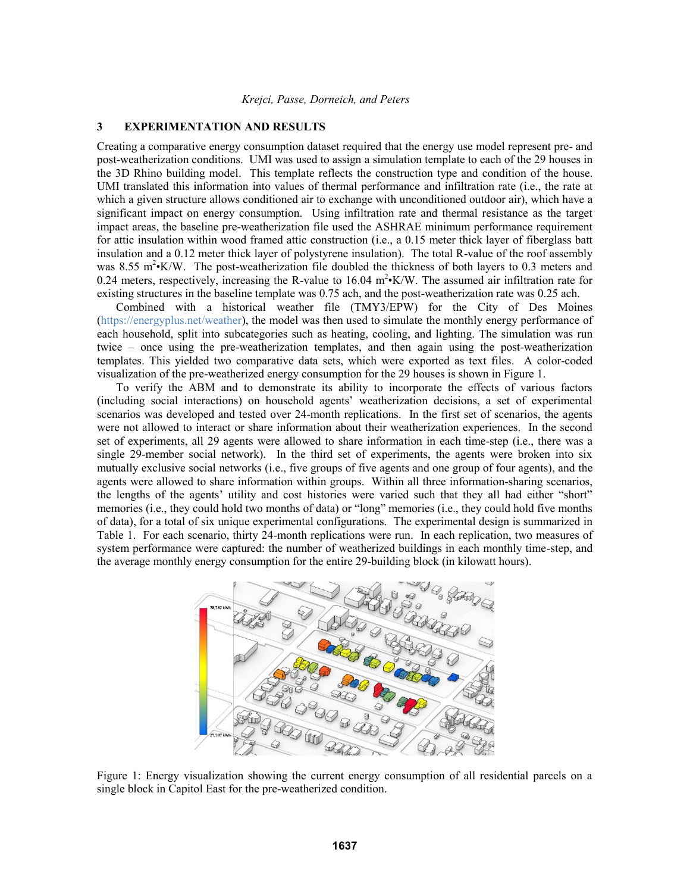## 3 EXPERIMENTATION AND RESULTS

Creating a comparative energy consumption dataset required that the energy use model represent pre- and post-weatherization conditions. UMI was used to assign a simulation template to each of the 29 houses in the 3D Rhino building model. This template reflects the construction type and condition of the house. UMI translated this information into values of thermal performance and infiltration rate (i.e., the rate at which a given structure allows conditioned air to exchange with unconditioned outdoor air), which have a significant impact on energy consumption. Using infiltration rate and thermal resistance as the target impact areas, the baseline pre-weatherization file used the ASHRAE minimum performance requirement for attic insulation within wood framed attic construction (i.e., a 0.15 meter thick layer of fiberglass batt insulation and a 0.12 meter thick layer of polystyrene insulation). The total R-value of the roof assembly was 8.55 $m^2$•K/W. The post-weatherization file doubled the thickness of both layers to 0.3 meters and 0.24 meters, respectively, increasing the R-value to 16.04 $m^2$•K/W. The assumed air infiltration rate for existing structures in the baseline template was 0.75 ach, and the post-weatherization rate was 0.25 ach.

Combined with a historical weather file (TMY3/EPW) for the City of Des Moines (https://energyplus.net/weather), the model was then used to simulate the monthly energy performance of each household, split into subcategories such as heating, cooling, and lighting. The simulation was run twice – once using the pre-weatherization templates, and then again using the post-weatherization templates. This yielded two comparative data sets, which were exported as text files. A color-coded visualization of the pre-weatherized energy consumption for the 29 houses is shown in Figure 1.

To verify the ABM and to demonstrate its ability to incorporate the effects of various factors (including social interactions) on household agents' weatherization decisions, a set of experimental scenarios was developed and tested over 24-month replications. In the first set of scenarios, the agents were not allowed to interact or share information about their weatherization experiences. In the second set of experiments, all 29 agents were allowed to share information in each time-step (i.e., there was a single 29-member social network). In the third set of experiments, the agents were broken into six mutually exclusive social networks (i.e., five groups of five agents and one group of four agents), and the agents were allowed to share information within groups. Within all three information-sharing scenarios, the lengths of the agents' utility and cost histories were varied such that they all had either "short" memories (i.e., they could hold two months of data) or "long" memories (i.e., they could hold five months of data), for a total of six unique experimental configurations. The experimental design is summarized in Table 1. For each scenario, thirty 24-month replications were run. In each replication, two measures of system performance were captured: the number of weatherized buildings in each monthly time-step, and the average monthly energy consumption for the entire 29-building block (in kilowatt hours).

Figure 1: Energy visualization showing the current energy consumption of all residential parcels on a single block in Capitol East for the pre-weatherized condition.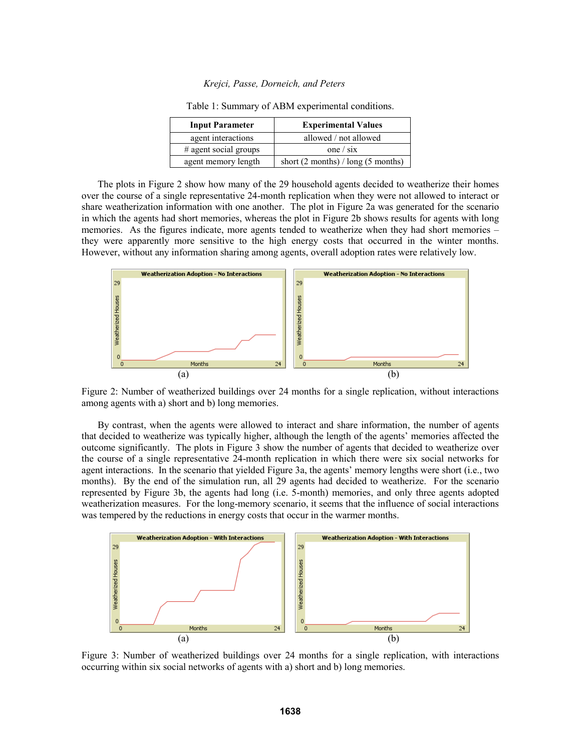Table 1: Summary of ABM experimental conditions.

| Input Parameter | Experimental Values |
| --- | --- |
| agent interactions | allowed / not allowed |
| # agent social groups | one / six |
| agent memory length | short (2 months) / long (5 months) |

The plots in Figure 2 show how many of the 29 household agents decided to weatherize their homes over the course of a single representative 24-month replication when they were not allowed to interact or share weatherization information with one another. The plot in Figure 2a was generated for the scenario in which the agents had short memories, whereas the plot in Figure 2b shows results for agents with long memories. As the figures indicate, more agents tended to weatherize when they had short memories – they were apparently more sensitive to the high energy costs that occurred in the winter months. However, without any information sharing among agents, overall adoption rates were relatively low.

Figure 2: Number of weatherized buildings over 24 months for a single replication, without interactions among agents with a) short and b) long memories.

By contrast, when the agents were allowed to interact and share information, the number of agents that decided to weatherize was typically higher, although the length of the agents' memories affected the outcome significantly. The plots in Figure 3 show the number of agents that decided to weatherize over the course of a single representative 24-month replication in which there were six social networks for agent interactions. In the scenario that yielded Figure 3a, the agents' memory lengths were short (i.e., two months). By the end of the simulation run, all 29 agents had decided to weatherize. For the scenario represented by Figure 3b, the agents had long (i.e. 5-month) memories, and only three agents adopted weatherization measures. For the long-memory scenario, it seems that the influence of social interactions was tempered by the reductions in energy costs that occur in the warmer months.

Figure 3: Number of weatherized buildings over 24 months for a single replication, with interactions occurring within six social networks of agents with a) short and b) long memories.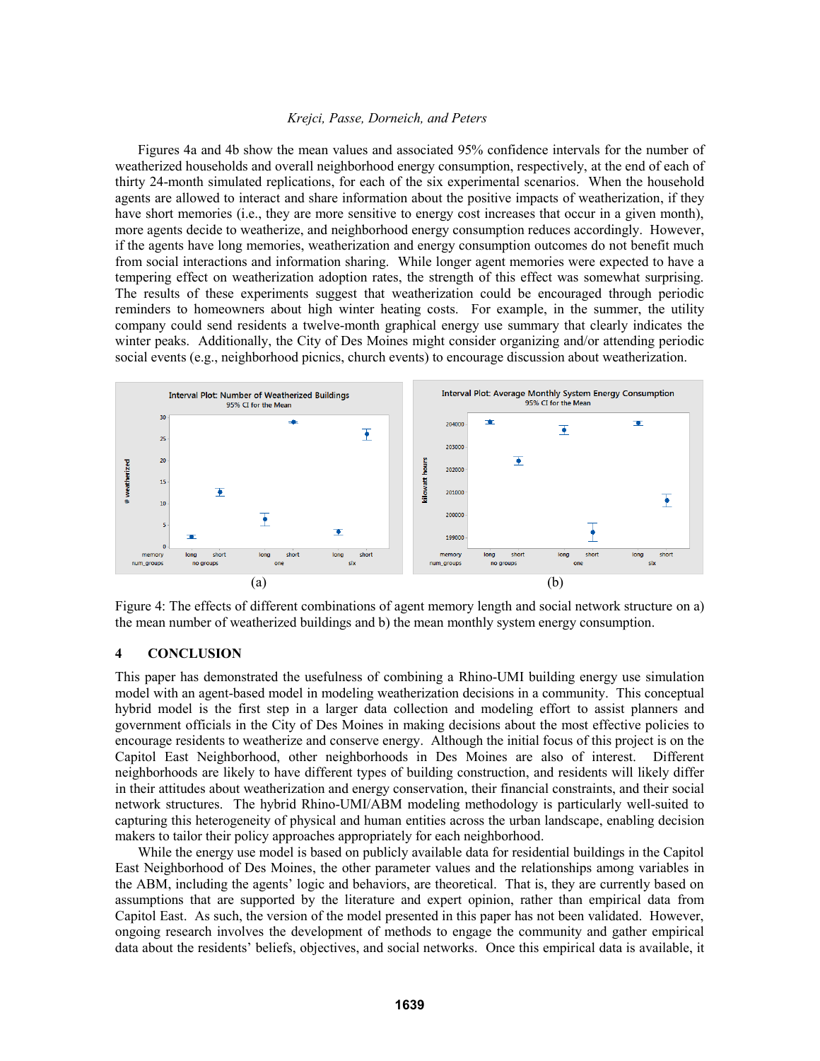Figures 4a and 4b show the mean values and associated 95% confidence intervals for the number of weatherized households and overall neighborhood energy consumption, respectively, at the end of each of thirty 24-month simulated replications, for each of the six experimental scenarios. When the household agents are allowed to interact and share information about the positive impacts of weatherization, if they have short memories (i.e., they are more sensitive to energy cost increases that occur in a given month), more agents decide to weatherize, and neighborhood energy consumption reduces accordingly. However, if the agents have long memories, weatherization and energy consumption outcomes do not benefit much from social interactions and information sharing. While longer agent memories were expected to have a tempering effect on weatherization adoption rates, the strength of this effect was somewhat surprising. The results of these experiments suggest that weatherization could be encouraged through periodic reminders to homeowners about high winter heating costs. For example, in the summer, the utility company could send residents a twelve-month graphical energy use summary that clearly indicates the winter peaks. Additionally, the City of Des Moines might consider organizing and/or attending periodic social events (e.g., neighborhood picnics, church events) to encourage discussion about weatherization.

(a) (b)

Figure 4: The effects of different combinations of agent memory length and social network structure on a) the mean number of weatherized buildings and b) the mean monthly system energy consumption.

## 4 CONCLUSION

This paper has demonstrated the usefulness of combining a Rhino-UMI building energy use simulation model with an agent-based model in modeling weatherization decisions in a community. This conceptual hybrid model is the first step in a larger data collection and modeling effort to assist planners and government officials in the City of Des Moines in making decisions about the most effective policies to encourage residents to weatherize and conserve energy. Although the initial focus of this project is on the Capitol East Neighborhood, other neighborhoods in Des Moines are also of interest. Different neighborhoods are likely to have different types of building construction, and residents will likely differ in their attitudes about weatherization and energy conservation, their financial constraints, and their social network structures. The hybrid Rhino-UMI/ABM modeling methodology is particularly well-suited to capturing this heterogeneity of physical and human entities across the urban landscape, enabling decision makers to tailor their policy approaches appropriately for each neighborhood.

While the energy use model is based on publicly available data for residential buildings in the Capitol East Neighborhood of Des Moines, the other parameter values and the relationships among variables in the ABM, including the agents' logic and behaviors, are theoretical. That is, they are currently based on assumptions that are supported by the literature and expert opinion, rather than empirical data from Capitol East. As such, the version of the model presented in this paper has not been validated. However, ongoing research involves the development of methods to engage the community and gather empirical data about the residents' beliefs, objectives, and social networks. Once this empirical data is available, it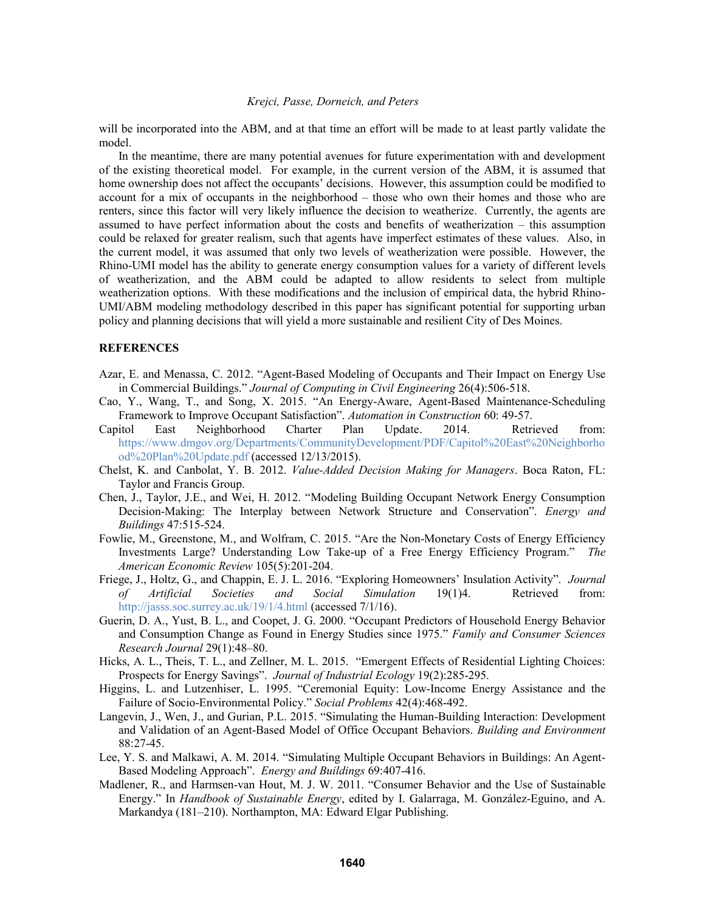will be incorporated into the ABM, and at that time an effort will be made to at least partly validate the model.

In the meantime, there are many potential avenues for future experimentation with and development of the existing theoretical model. For example, in the current version of the ABM, it is assumed that home ownership does not affect the occupants' decisions. However, this assumption could be modified to account for a mix of occupants in the neighborhood – those who own their homes and those who are renters, since this factor will very likely influence the decision to weatherize. Currently, the agents are assumed to have perfect information about the costs and benefits of weatherization – this assumption could be relaxed for greater realism, such that agents have imperfect estimates of these values. Also, in the current model, it was assumed that only two levels of weatherization were possible. However, the Rhino-UMI model has the ability to generate energy consumption values for a variety of different levels of weatherization, and the ABM could be adapted to allow residents to select from multiple weatherization options. With these modifications and the inclusion of empirical data, the hybrid Rhino-UMI/ABM modeling methodology described in this paper has significant potential for supporting urban policy and planning decisions that will yield a more sustainable and resilient City of Des Moines.

## REFERENCES

Azar, E. and Menassa, C. 2012. "Agent-Based Modeling of Occupants and Their Impact on Energy Use in Commercial Buildings." *Journal of Computing in Civil Engineering* 26(4):506-518.

Cao, Y., Wang, T., and Song, X. 2015. "An Energy-Aware, Agent-Based Maintenance-Scheduling Framework to Improve Occupant Satisfaction". *Automation in Construction* 60: 49-57.

Capitol East Neighborhood Charter Plan Update. 2014. Retrieved from: https://www.dmgov.org/Departments/CommunityDevelopment/PDF/Capitol%20East%20Neighborhood%20Plan%20Update.pdf (accessed 12/13/2015).

Chelst, K. and Canbolat, Y. B. 2012. *Value-Added Decision Making for Managers*. Boca Raton, FL: Taylor and Francis Group.

Chen, J., Taylor, J.E., and Wei, H. 2012. "Modeling Building Occupant Network Energy Consumption Decision-Making: The Interplay between Network Structure and Conservation". *Energy and Buildings* 47:515-524.

Fowlie, M., Greenstone, M., and Wolfram, C. 2015. "Are the Non-Monetary Costs of Energy Efficiency Investments Large? Understanding Low Take-up of a Free Energy Efficiency Program." *The American Economic Review* 105(5):201-204.

Friege, J., Holtz, G., and Chappin, E. J. L. 2016. "Exploring Homeowners' Insulation Activity". *Journal of Artificial Societies and Social Simulation* 19(1)4. Retrieved from: http://jasss.soc.surrey.ac.uk/19/1/4.html (accessed 7/1/16).

Guerin, D. A., Yust, B. L., and Coopet, J. G. 2000. "Occupant Predictors of Household Energy Behavior and Consumption Change as Found in Energy Studies since 1975." *Family and Consumer Sciences Research Journal* 29(1):48–80.

Hicks, A. L., Theis, T. L., and Zellner, M. L. 2015. "Emergent Effects of Residential Lighting Choices: Prospects for Energy Savings". *Journal of Industrial Ecology* 19(2):285-295.

Higgins, L. and Lutzenhiser, L. 1995. "Ceremonial Equity: Low-Income Energy Assistance and the Failure of Socio-Environmental Policy." *Social Problems* 42(4):468-492.

Langevin, J., Wen, J., and Gurian, P.L. 2015. "Simulating the Human-Building Interaction: Development and Validation of an Agent-Based Model of Office Occupant Behaviors. *Building and Environment* 88:27-45.

Lee, Y. S. and Malkawi, A. M. 2014. "Simulating Multiple Occupant Behaviors in Buildings: An Agent-Based Modeling Approach". *Energy and Buildings* 69:407-416.

Madlener, R., and Harmsen-van Hout, M. J. W. 2011. "Consumer Behavior and the Use of Sustainable Energy." In *Handbook of Sustainable Energy*, edited by I. Galarraga, M. González-Eguino, and A. Markandya (181–210). Northampton, MA: Edward Elgar Publishing.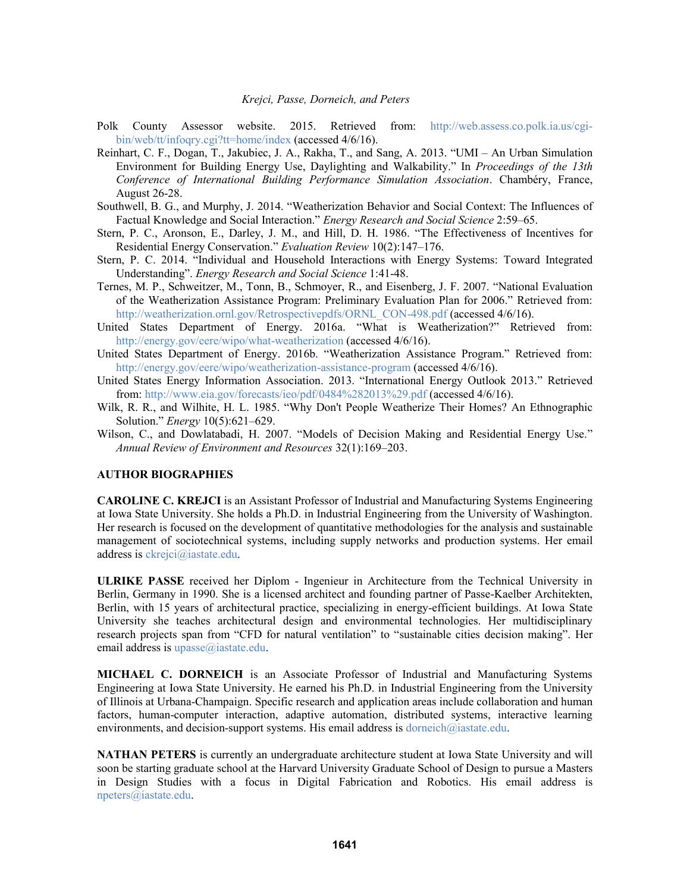Polk County Assessor website. 2015. Retrieved from: http://web.assess.co.polk.ia.us/cgi-bin/web/tt/infoqry.cgi?tt=home/index (accessed 4/6/16).

Reinhart, C. F., Dogan, T., Jakubiec, J. A., Rakha, T., and Sang, A. 2013. "UMI – An Urban Simulation Environment for Building Energy Use, Daylighting and Walkability." In *Proceedings of the 13th Conference of International Building Performance Simulation Association*. Chambéry, France, August 26-28.

Southwell, B. G., and Murphy, J. 2014. "Weatherization Behavior and Social Context: The Influences of Factual Knowledge and Social Interaction." *Energy Research and Social Science* 2:59–65.

Stern, P. C., Aronson, E., Darley, J. M., and Hill, D. H. 1986. "The Effectiveness of Incentives for Residential Energy Conservation." *Evaluation Review* 10(2):147–176.

Stern, P. C. 2014. "Individual and Household Interactions with Energy Systems: Toward Integrated Understanding". *Energy Research and Social Science* 1:41-48.

Ternes, M. P., Schweitzer, M., Tonn, B., Schmoyer, R., and Eisenberg, J. F. 2007. "National Evaluation of the Weatherization Assistance Program: Preliminary Evaluation Plan for 2006." Retrieved from: http://weatherization.ornl.gov/Retrospectivepdfs/ORNL_CON-498.pdf (accessed 4/6/16).

United States Department of Energy. 2016a. "What is Weatherization?" Retrieved from: http://energy.gov/eere/wipo/what-weatherization (accessed 4/6/16).

United States Department of Energy. 2016b. "Weatherization Assistance Program." Retrieved from: http://energy.gov/eere/wipo/weatherization-assistance-program (accessed 4/6/16).

United States Energy Information Association. 2013. "International Energy Outlook 2013." Retrieved from: http://www.eia.gov/forecasts/ieo/pdf/0484%282013%29.pdf (accessed 4/6/16).

Wilk, R. R., and Wilhite, H. L. 1985. "Why Don't People Weatherize Their Homes? An Ethnographic Solution." *Energy* 10(5):621–629.

Wilson, C., and Dowlatabadi, H. 2007. "Models of Decision Making and Residential Energy Use." *Annual Review of Environment and Resources* 32(1):169–203.

## AUTHOR BIOGRAPHIES

**CAROLINE C. KREJCI** is an Assistant Professor of Industrial and Manufacturing Systems Engineering at Iowa State University. She holds a Ph.D. in Industrial Engineering from the University of Washington. Her research is focused on the development of quantitative methodologies for the analysis and sustainable management of sociotechnical systems, including supply networks and production systems. Her email address is ckrejci@iastate.edu.

**ULRIKE PASSE** received her Diplom - Ingenieur in Architecture from the Technical University in Berlin, Germany in 1990. She is a licensed architect and founding partner of Passe-Kaelber Architekten, Berlin, with 15 years of architectural practice, specializing in energy-efficient buildings. At Iowa State University she teaches architectural design and environmental technologies. Her multidisciplinary research projects span from "CFD for natural ventilation" to "sustainable cities decision making". Her email address is upasse@iastate.edu.

**MICHAEL C. DORNEICH** is an Associate Professor of Industrial and Manufacturing Systems Engineering at Iowa State University. He earned his Ph.D. in Industrial Engineering from the University of Illinois at Urbana-Champaign. Specific research and application areas include collaboration and human factors, human-computer interaction, adaptive automation, distributed systems, interactive learning environments, and decision-support systems. His email address is dorneich@iastate.edu.

**NATHAN PETERS** is currently an undergraduate architecture student at Iowa State University and will soon be starting graduate school at the Harvard University Graduate School of Design to pursue a Masters in Design Studies with a focus in Digital Fabrication and Robotics. His email address is npeters@iastate.edu.